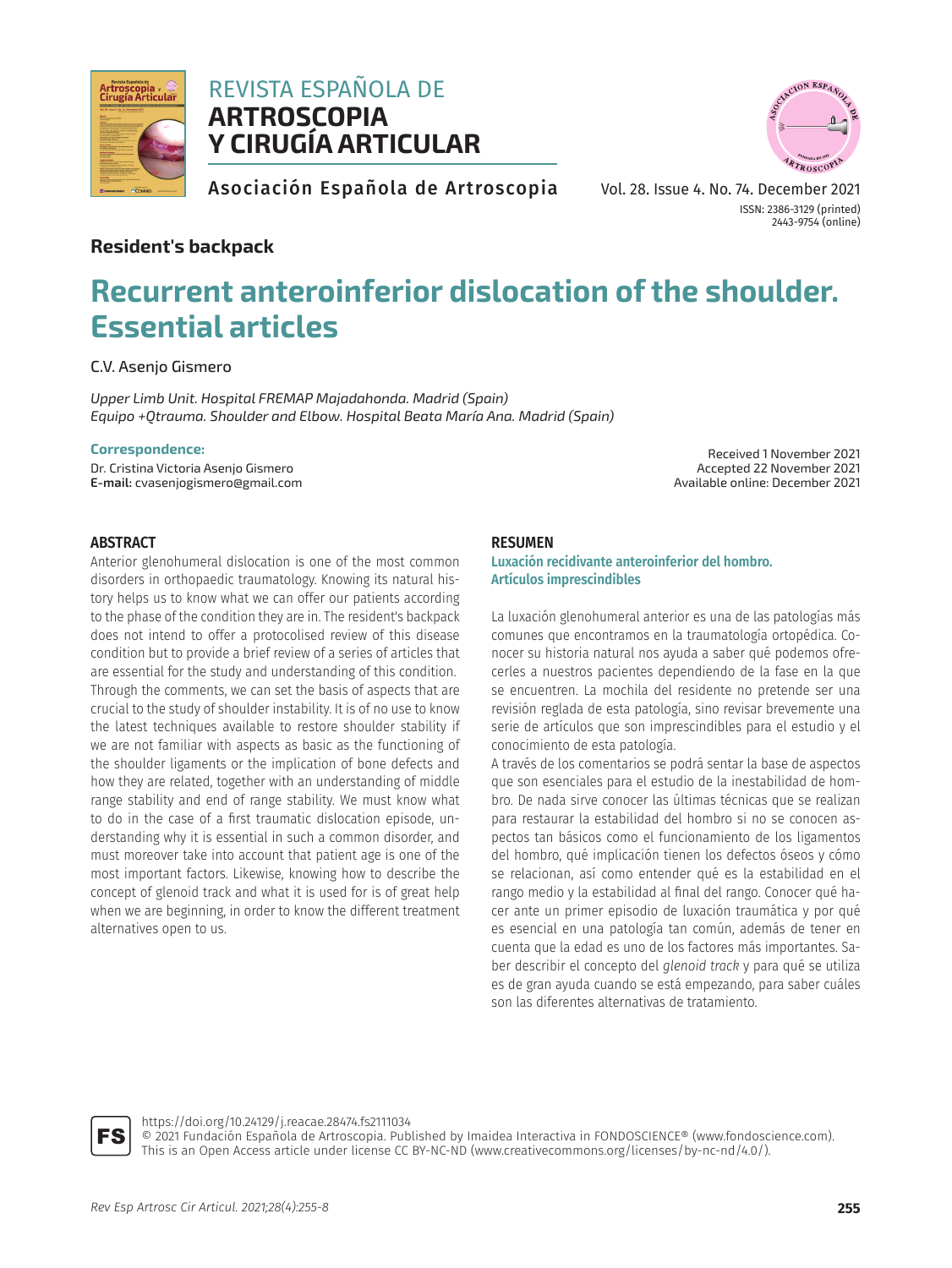# REVISTA ESPAÑOLA DE ARTROSCOPIA Y CIRUGÍA ARTICULAR

Asociación Española de Artroscopia

Vol. 28. Issue 4. No. 74. December 2021

ISSN: 2386-3129 (printed)
2443-9754 (online)

**Resident's backpack**

# Recurrent anteroinferior dislocation of the shoulder. Essential articles

C.V. Asenjo Gismero

*Upper Limb Unit. Hospital FREMAP Majadahonda. Madrid (Spain)*
*Equipo +Qtrauma. Shoulder and Elbow. Hospital Beata María Ana. Madrid (Spain)*

**Correspondence:**
Dr. Cristina Victoria Asenjo Gismero
**E-mail:** cvasenjogismero@gmail.com

Received 1 November 2021
Accepted 22 November 2021
Available online: December 2021

## ABSTRACT

Anterior glenohumeral dislocation is one of the most common disorders in orthopaedic traumatology. Knowing its natural history helps us to know what we can offer our patients according to the phase of the condition they are in. The resident's backpack does not intend to offer a protocolised review of this disease condition but to provide a brief review of a series of articles that are essential for the study and understanding of this condition.

Through the comments, we can set the basis of aspects that are crucial to the study of shoulder instability. It is of no use to know the latest techniques available to restore shoulder stability if we are not familiar with aspects as basic as the functioning of the shoulder ligaments or the implication of bone defects and how they are related, together with an understanding of middle range stability and end of range stability. We must know what to do in the case of a first traumatic dislocation episode, understanding why it is essential in such a common disorder, and must moreover take into account that patient age is one of the most important factors. Likewise, knowing how to describe the concept of glenoid track and what it is used for is of great help when we are beginning, in order to know the different treatment alternatives open to us.

## RESUMEN

**Luxación recidivante anteroinferior del hombro. Artículos imprescindibles**

La luxación glenohumeral anterior es una de las patologías más comunes que encontramos en la traumatología ortopédica. Conocer su historia natural nos ayuda a saber qué podemos ofrecerles a nuestros pacientes dependiendo de la fase en la que se encuentren. La mochila del residente no pretende ser una revisión reglada de esta patología, sino revisar brevemente una serie de artículos que son imprescindibles para el estudio y el conocimiento de esta patología.

A través de los comentarios se podrá sentar la base de aspectos que son esenciales para el estudio de la inestabilidad de hombro. De nada sirve conocer las últimas técnicas que se realizan para restaurar la estabilidad del hombro si no se conocen aspectos tan básicos como el funcionamiento de los ligamentos del hombro, qué implicación tienen los defectos óseos y cómo se relacionan, así como entender qué es la estabilidad en el rango medio y la estabilidad al final del rango. Conocer qué hacer ante un primer episodio de luxación traumática y por qué es esencial en una patología tan común, además de tener en cuenta que la edad es uno de los factores más importantes. Saber describir el concepto del *glenoid track* y para qué se utiliza es de gran ayuda cuando se está empezando, para saber cuáles son las diferentes alternativas de tratamiento.

https://doi.org/10.24129/j.reacae.28474.fs2111034
© 2021 Fundación Española de Artroscopia. Published by Imaidea Interactiva in FONDOSCIENCE® (www.fondoscience.com). This is an Open Access article under license CC BY-NC-ND (www.creativecommons.org/licenses/by-nc-nd/4.0/).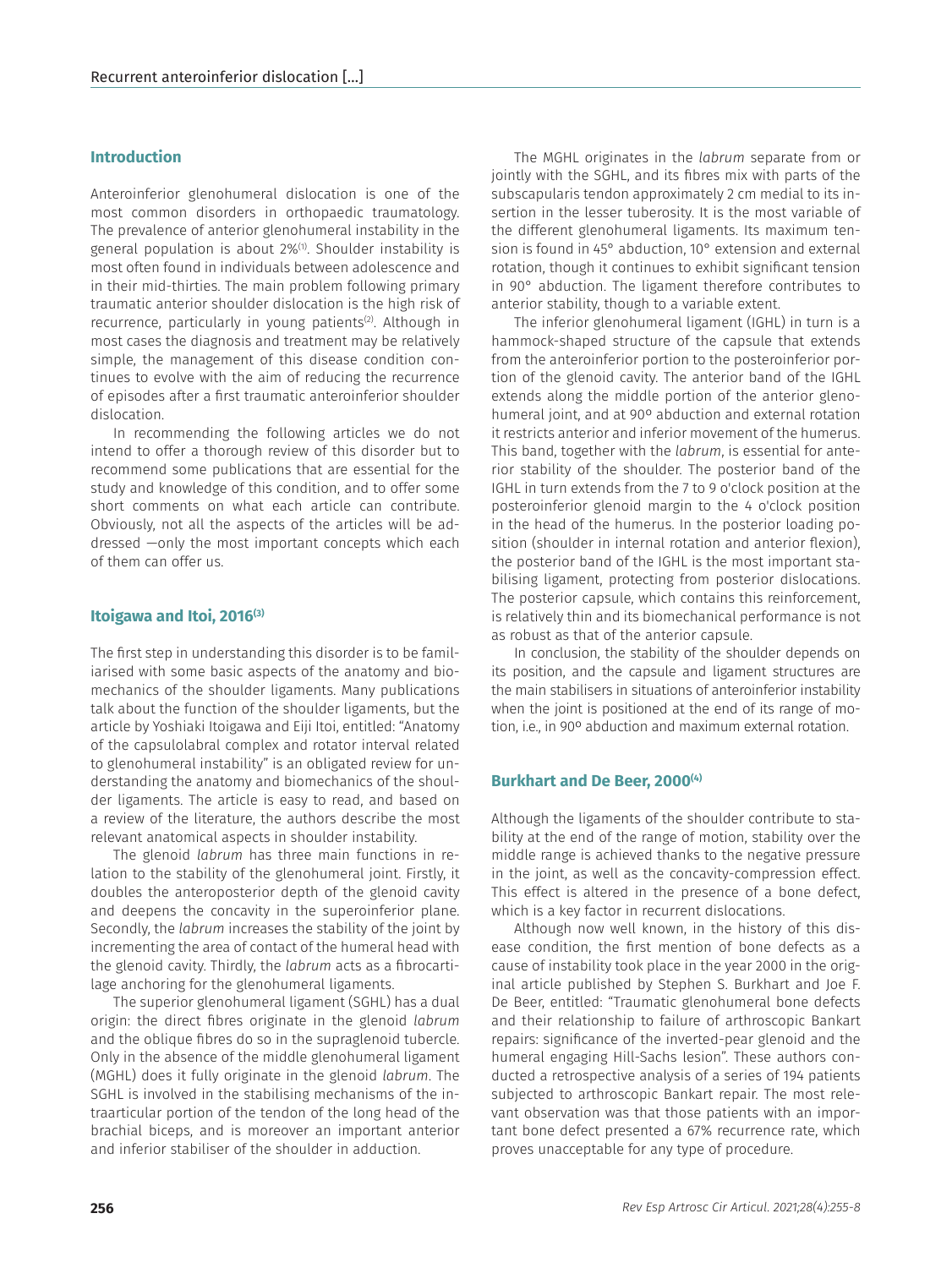## Introduction

Anteroinferior glenohumeral dislocation is one of the most common disorders in orthopaedic traumatology. The prevalence of anterior glenohumeral instability in the general population is about 2%[1]. Shoulder instability is most often found in individuals between adolescence and in their mid-thirties. The main problem following primary traumatic anterior shoulder dislocation is the high risk of recurrence, particularly in young patients[2]. Although in most cases the diagnosis and treatment may be relatively simple, the management of this disease condition continues to evolve with the aim of reducing the recurrence of episodes after a first traumatic anteroinferior shoulder dislocation.

In recommending the following articles we do not intend to offer a thorough review of this disorder but to recommend some publications that are essential for the study and knowledge of this condition, and to offer some short comments on what each article can contribute. Obviously, not all the aspects of the articles will be addressed —only the most important concepts which each of them can offer us.

## Itoigawa and Itoi, 2016[3]

The first step in understanding this disorder is to be familiarised with some basic aspects of the anatomy and biomechanics of the shoulder ligaments. Many publications talk about the function of the shoulder ligaments, but the article by Yoshiaki Itoigawa and Eiji Itoi, entitled: "Anatomy of the capsulolabral complex and rotator interval related to glenohumeral instability" is an obligated review for understanding the anatomy and biomechanics of the shoulder ligaments. The article is easy to read, and based on a review of the literature, the authors describe the most relevant anatomical aspects in shoulder instability.

The glenoid *labrum* has three main functions in relation to the stability of the glenohumeral joint. Firstly, it doubles the anteroposterior depth of the glenoid cavity and deepens the concavity in the superoinferior plane. Secondly, the *labrum* increases the stability of the joint by incrementing the area of contact of the humeral head with the glenoid cavity. Thirdly, the *labrum* acts as a fibrocartilage anchoring for the glenohumeral ligaments.

The superior glenohumeral ligament (SGHL) has a dual origin: the direct fibres originate in the glenoid *labrum* and the oblique fibres do so in the supraglenoid tubercle. Only in the absence of the middle glenohumeral ligament (MGHL) does it fully originate in the glenoid *labrum*. The SGHL is involved in the stabilising mechanisms of the intraarticular portion of the tendon of the long head of the brachial biceps, and is moreover an important anterior and inferior stabiliser of the shoulder in adduction.

The MGHL originates in the *labrum* separate from or jointly with the SGHL, and its fibres mix with parts of the subscapularis tendon approximately 2 cm medial to its insertion in the lesser tuberosity. It is the most variable of the different glenohumeral ligaments. Its maximum tension is found in 45° abduction, 10° extension and external rotation, though it continues to exhibit significant tension in 90° abduction. The ligament therefore contributes to anterior stability, though to a variable extent.

The inferior glenohumeral ligament (IGHL) in turn is a hammock-shaped structure of the capsule that extends from the anteroinferior portion to the posteroinferior portion of the glenoid cavity. The anterior band of the IGHL extends along the middle portion of the anterior glenohumeral joint, and at 90º abduction and external rotation it restricts anterior and inferior movement of the humerus. This band, together with the *labrum*, is essential for anterior stability of the shoulder. The posterior band of the IGHL in turn extends from the 7 to 9 o'clock position at the posteroinferior glenoid margin to the 4 o'clock position in the head of the humerus. In the posterior loading position (shoulder in internal rotation and anterior flexion), the posterior band of the IGHL is the most important stabilising ligament, protecting from posterior dislocations. The posterior capsule, which contains this reinforcement, is relatively thin and its biomechanical performance is not as robust as that of the anterior capsule.

In conclusion, the stability of the shoulder depends on its position, and the capsule and ligament structures are the main stabilisers in situations of anteroinferior instability when the joint is positioned at the end of its range of motion, i.e., in 90º abduction and maximum external rotation.

## Burkhart and De Beer, 2000[4]

Although the ligaments of the shoulder contribute to stability at the end of the range of motion, stability over the middle range is achieved thanks to the negative pressure in the joint, as well as the concavity-compression effect. This effect is altered in the presence of a bone defect, which is a key factor in recurrent dislocations.

Although now well known, in the history of this disease condition, the first mention of bone defects as a cause of instability took place in the year 2000 in the original article published by Stephen S. Burkhart and Joe F. De Beer, entitled: "Traumatic glenohumeral bone defects and their relationship to failure of arthroscopic Bankart repairs: significance of the inverted-pear glenoid and the humeral engaging Hill-Sachs lesion". These authors conducted a retrospective analysis of a series of 194 patients subjected to arthroscopic Bankart repair. The most relevant observation was that those patients with an important bone defect presented a 67% recurrence rate, which proves unacceptable for any type of procedure.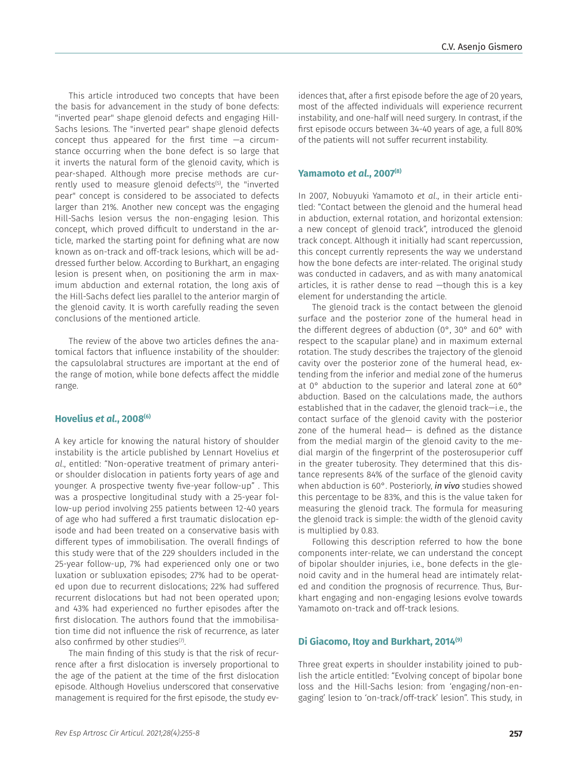This article introduced two concepts that have been the basis for advancement in the study of bone defects: "inverted pear" shape glenoid defects and engaging Hill-Sachs lesions. The "inverted pear" shape glenoid defects concept thus appeared for the first time —a circumstance occurring when the bone defect is so large that it inverts the natural form of the glenoid cavity, which is pear-shaped. Although more precise methods are currently used to measure glenoid defects[5], the "inverted pear" concept is considered to be associated to defects larger than 21%. Another new concept was the engaging Hill-Sachs lesion versus the non-engaging lesion. This concept, which proved difficult to understand in the article, marked the starting point for defining what are now known as on-track and off-track lesions, which will be addressed further below. According to Burkhart, an engaging lesion is present when, on positioning the arm in maximum abduction and external rotation, the long axis of the Hill-Sachs defect lies parallel to the anterior margin of the glenoid cavity. It is worth carefully reading the seven conclusions of the mentioned article.

The review of the above two articles defines the anatomical factors that influence instability of the shoulder: the capsulolabral structures are important at the end of the range of motion, while bone defects affect the middle range.

## Hovelius *et al*., 2008[6]

A key article for knowing the natural history of shoulder instability is the article published by Lennart Hovelius *et al*., entitled: "Non-operative treatment of primary anterior shoulder dislocation in patients forty years of age and younger. A prospective twenty five-year follow-up" . This was a prospective longitudinal study with a 25-year follow-up period involving 255 patients between 12-40 years of age who had suffered a first traumatic dislocation episode and had been treated on a conservative basis with different types of immobilisation. The overall findings of this study were that of the 229 shoulders included in the 25-year follow-up, 7% had experienced only one or two luxation or subluxation episodes; 27% had to be operated upon due to recurrent dislocations; 22% had suffered recurrent dislocations but had not been operated upon; and 43% had experienced no further episodes after the first dislocation. The authors found that the immobilisation time did not influence the risk of recurrence, as later also confirmed by other studies[7].

The main finding of this study is that the risk of recurrence after a first dislocation is inversely proportional to the age of the patient at the time of the first dislocation episode. Although Hovelius underscored that conservative management is required for the first episode, the study evidences that, after a first episode before the age of 20 years, most of the affected individuals will experience recurrent instability, and one-half will need surgery. In contrast, if the first episode occurs between 34-40 years of age, a full 80% of the patients will not suffer recurrent instability.

## Yamamoto *et al*., 2007[8]

In 2007, Nobuyuki Yamamoto *et al*., in their article entitled: "Contact between the glenoid and the humeral head in abduction, external rotation, and horizontal extension: a new concept of glenoid track", introduced the glenoid track concept. Although it initially had scant repercussion, this concept currently represents the way we understand how the bone defects are inter-related. The original study was conducted in cadavers, and as with many anatomical articles, it is rather dense to read —though this is a key element for understanding the article.

The glenoid track is the contact between the glenoid surface and the posterior zone of the humeral head in the different degrees of abduction (0°, 30° and 60° with respect to the scapular plane) and in maximum external rotation. The study describes the trajectory of the glenoid cavity over the posterior zone of the humeral head, extending from the inferior and medial zone of the humerus at 0° abduction to the superior and lateral zone at 60° abduction. Based on the calculations made, the authors established that in the cadaver, the glenoid track—i.e., the contact surface of the glenoid cavity with the posterior zone of the humeral head— is defined as the distance from the medial margin of the glenoid cavity to the medial margin of the fingerprint of the posterosuperior cuff in the greater tuberosity. They determined that this distance represents 84% of the surface of the glenoid cavity when abduction is 60°. Posteriorly, ***in vivo*** studies showed this percentage to be 83%, and this is the value taken for measuring the glenoid track. The formula for measuring the glenoid track is simple: the width of the glenoid cavity is multiplied by 0.83.

Following this description referred to how the bone components inter-relate, we can understand the concept of bipolar shoulder injuries, i.e., bone defects in the glenoid cavity and in the humeral head are intimately related and condition the prognosis of recurrence. Thus, Burkhart engaging and non-engaging lesions evolve towards Yamamoto on-track and off-track lesions.

## Di Giacomo, Itoy and Burkhart, 2014[9]

Three great experts in shoulder instability joined to publish the article entitled: "Evolving concept of bipolar bone loss and the Hill-Sachs lesion: from 'engaging/non-engaging' lesion to 'on-track/off-track' lesion". This study, in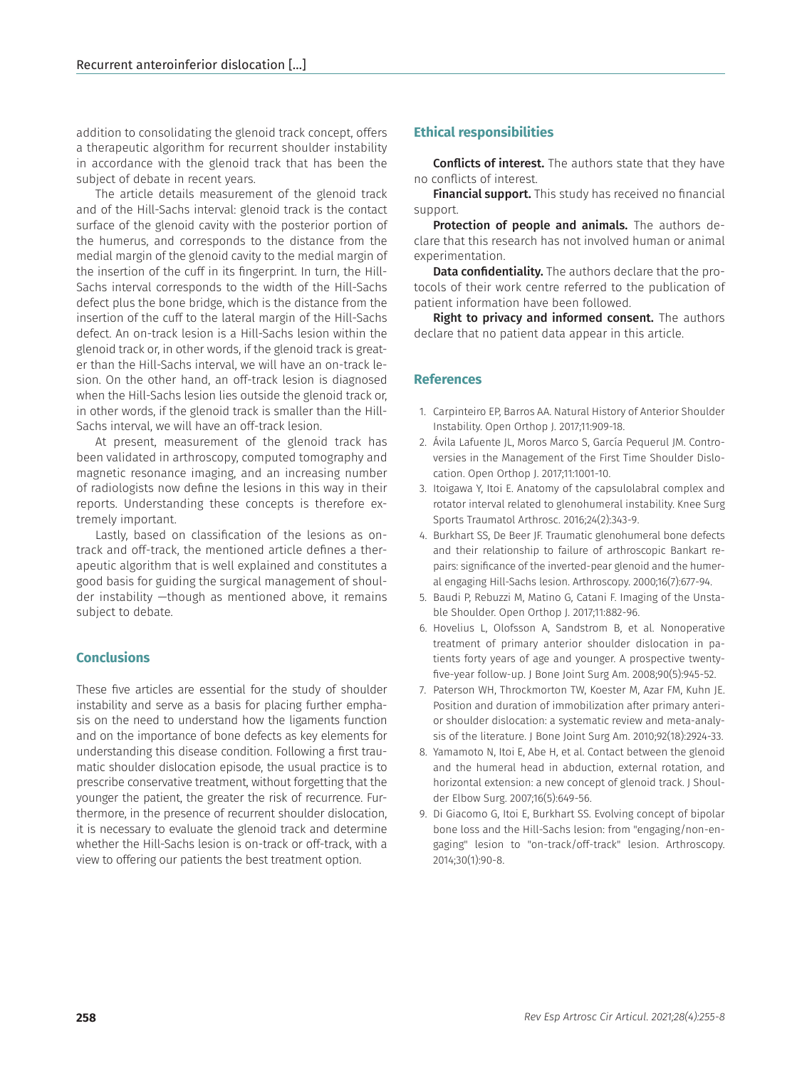addition to consolidating the glenoid track concept, offers a therapeutic algorithm for recurrent shoulder instability in accordance with the glenoid track that has been the subject of debate in recent years.

The article details measurement of the glenoid track and of the Hill-Sachs interval: glenoid track is the contact surface of the glenoid cavity with the posterior portion of the humerus, and corresponds to the distance from the medial margin of the glenoid cavity to the medial margin of the insertion of the cuff in its fingerprint. In turn, the Hill-Sachs interval corresponds to the width of the Hill-Sachs defect plus the bone bridge, which is the distance from the insertion of the cuff to the lateral margin of the Hill-Sachs defect. An on-track lesion is a Hill-Sachs lesion within the glenoid track or, in other words, if the glenoid track is greater than the Hill-Sachs interval, we will have an on-track lesion. On the other hand, an off-track lesion is diagnosed when the Hill-Sachs lesion lies outside the glenoid track or, in other words, if the glenoid track is smaller than the Hill-Sachs interval, we will have an off-track lesion.

At present, measurement of the glenoid track has been validated in arthroscopy, computed tomography and magnetic resonance imaging, and an increasing number of radiologists now define the lesions in this way in their reports. Understanding these concepts is therefore extremely important.

Lastly, based on classification of the lesions as on-track and off-track, the mentioned article defines a therapeutic algorithm that is well explained and constitutes a good basis for guiding the surgical management of shoulder instability —though as mentioned above, it remains subject to debate.

## Conclusions

These five articles are essential for the study of shoulder instability and serve as a basis for placing further emphasis on the need to understand how the ligaments function and on the importance of bone defects as key elements for understanding this disease condition. Following a first traumatic shoulder dislocation episode, the usual practice is to prescribe conservative treatment, without forgetting that the younger the patient, the greater the risk of recurrence. Furthermore, in the presence of recurrent shoulder dislocation, it is necessary to evaluate the glenoid track and determine whether the Hill-Sachs lesion is on-track or off-track, with a view to offering our patients the best treatment option.

## Ethical responsibilities

**Conflicts of interest.** The authors state that they have no conflicts of interest.

**Financial support.** This study has received no financial support.

**Protection of people and animals.** The authors declare that this research has not involved human or animal experimentation.

**Data confidentiality.** The authors declare that the protocols of their work centre referred to the publication of patient information have been followed.

**Right to privacy and informed consent.** The authors declare that no patient data appear in this article.

## References

1. Carpinteiro EP, Barros AA. Natural History of Anterior Shoulder Instability. Open Orthop J. 2017;11:909-18.
2. Ávila Lafuente JL, Moros Marco S, García Pequerul JM. Controversies in the Management of the First Time Shoulder Dislocation. Open Orthop J. 2017;11:1001-10.
3. Itoigawa Y, Itoi E. Anatomy of the capsulolabral complex and rotator interval related to glenohumeral instability. Knee Surg Sports Traumatol Arthrosc. 2016;24(2):343-9.
4. Burkhart SS, De Beer JF. Traumatic glenohumeral bone defects and their relationship to failure of arthroscopic Bankart repairs: significance of the inverted-pear glenoid and the humeral engaging Hill-Sachs lesion. Arthroscopy. 2000;16(7):677-94.
5. Baudi P, Rebuzzi M, Matino G, Catani F. Imaging of the Unstable Shoulder. Open Orthop J. 2017;11:882-96.
6. Hovelius L, Olofsson A, Sandstrom B, et al. Nonoperative treatment of primary anterior shoulder dislocation in patients forty years of age and younger. A prospective twenty-five-year follow-up. J Bone Joint Surg Am. 2008;90(5):945-52.
7. Paterson WH, Throckmorton TW, Koester M, Azar FM, Kuhn JE. Position and duration of immobilization after primary anterior shoulder dislocation: a systematic review and meta-analysis of the literature. J Bone Joint Surg Am. 2010;92(18):2924-33.
8. Yamamoto N, Itoi E, Abe H, et al. Contact between the glenoid and the humeral head in abduction, external rotation, and horizontal extension: a new concept of glenoid track. J Shoulder Elbow Surg. 2007;16(5):649-56.
9. Di Giacomo G, Itoi E, Burkhart SS. Evolving concept of bipolar bone loss and the Hill-Sachs lesion: from "engaging/non-engaging" lesion to "on-track/off-track" lesion. Arthroscopy. 2014;30(1):90-8.